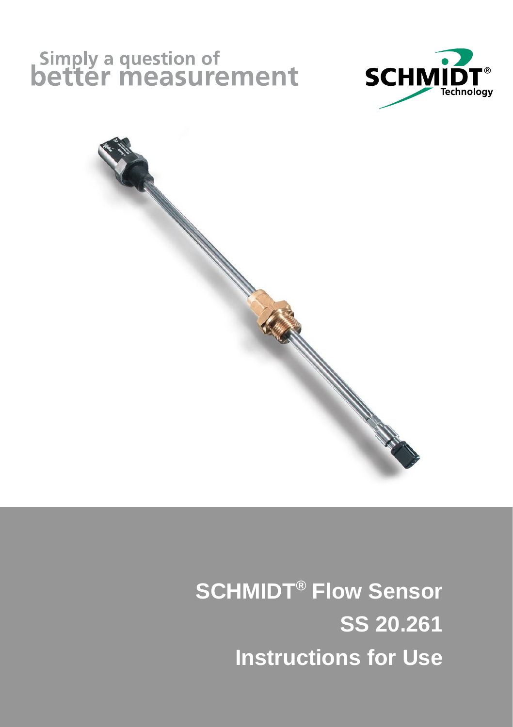Simply a question of
better measurement

SCHMIDT®
Technology

# SCHMIDT® Flow Sensor
# SS 20.261
# Instructions for Use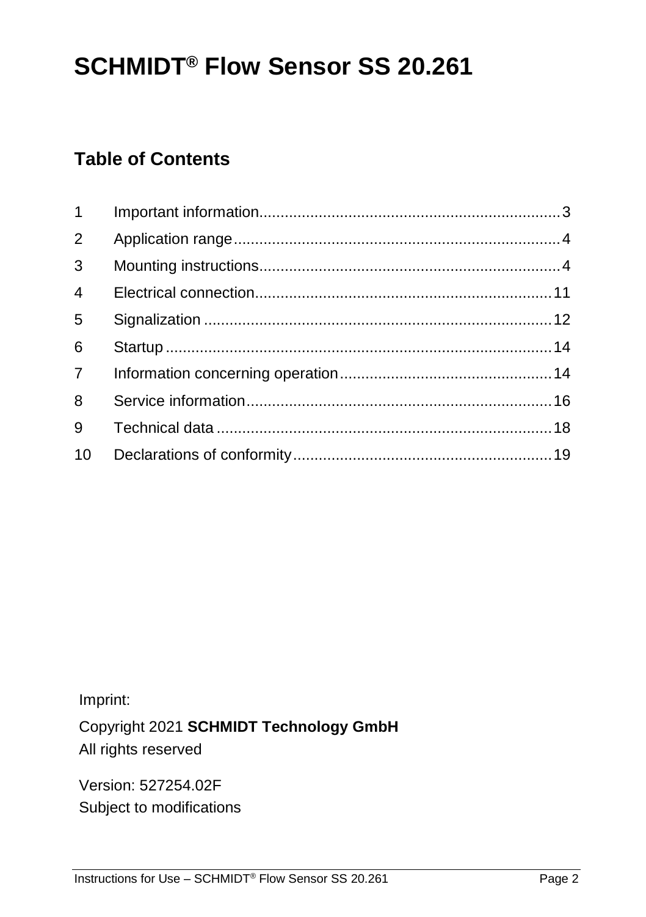# SCHMIDT® Flow Sensor SS 20.261

## Table of Contents

| | | |
|---|---|---|
| 1 | Important information | 3 |
| 2 | Application range | 4 |
| 3 | Mounting instructions | 4 |
| 4 | Electrical connection | 11 |
| 5 | Signalization | 12 |
| 6 | Startup | 14 |
| 7 | Information concerning operation | 14 |
| 8 | Service information | 16 |
| 9 | Technical data | 18 |
| 10 | Declarations of conformity | 19 |

Imprint:

Copyright 2021 **SCHMIDT Technology GmbH**
All rights reserved

Version: 527254.02F
Subject to modifications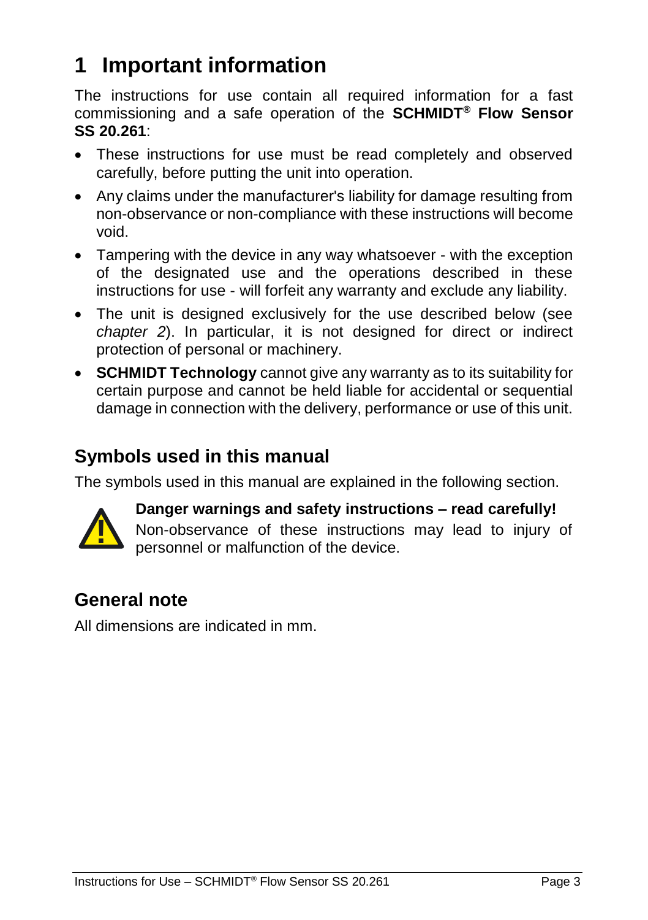# 1 Important information

The instructions for use contain all required information for a fast commissioning and a safe operation of the **SCHMIDT® Flow Sensor SS 20.261**:

- These instructions for use must be read completely and observed carefully, before putting the unit into operation.
- Any claims under the manufacturer's liability for damage resulting from non-observance or non-compliance with these instructions will become void.
- Tampering with the device in any way whatsoever - with the exception of the designated use and the operations described in these instructions for use - will forfeit any warranty and exclude any liability.
- The unit is designed exclusively for the use described below (see *chapter 2*). In particular, it is not designed for direct or indirect protection of personal or machinery.
- **SCHMIDT Technology** cannot give any warranty as to its suitability for certain purpose and cannot be held liable for accidental or sequential damage in connection with the delivery, performance or use of this unit.

## Symbols used in this manual

The symbols used in this manual are explained in the following section.

**Danger warnings and safety instructions – read carefully!**
Non-observance of these instructions may lead to injury of personnel or malfunction of the device.

## General note

All dimensions are indicated in mm.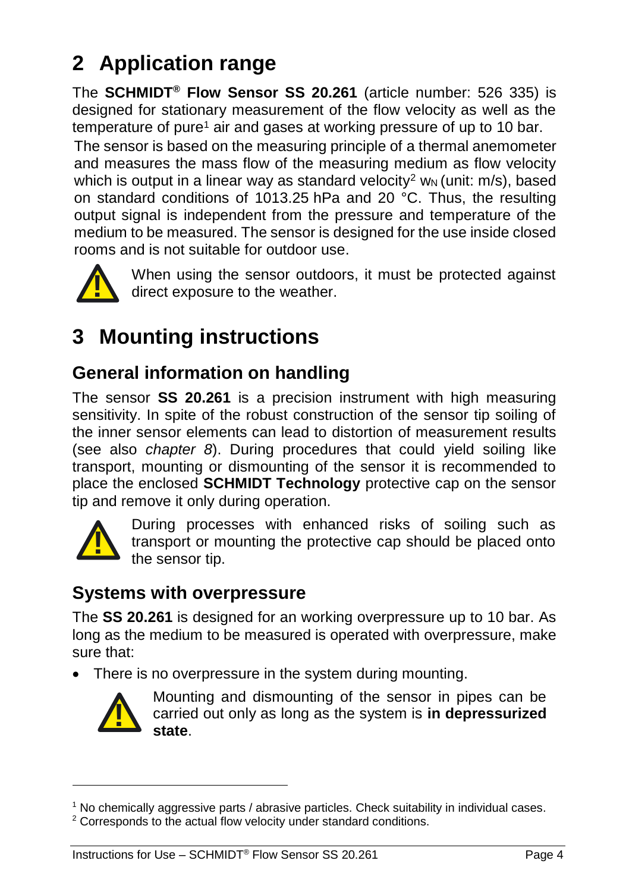# 2 Application range

The **SCHMIDT® Flow Sensor SS 20.261** (article number: 526 335) is designed for stationary measurement of the flow velocity as well as the temperature of pure[1] air and gases at working pressure of up to 10 bar.

The sensor is based on the measuring principle of a thermal anemometer and measures the mass flow of the measuring medium as flow velocity which is output in a linear way as standard velocity[2] $w_N$ (unit: m/s), based on standard conditions of 1013.25 hPa and 20 °C. Thus, the resulting output signal is independent from the pressure and temperature of the medium to be measured. The sensor is designed for the use inside closed rooms and is not suitable for outdoor use.

When using the sensor outdoors, it must be protected against direct exposure to the weather.

# 3 Mounting instructions

## General information on handling

The sensor **SS 20.261** is a precision instrument with high measuring sensitivity. In spite of the robust construction of the sensor tip soiling of the inner sensor elements can lead to distortion of measurement results (see also *chapter 8*). During procedures that could yield soiling like transport, mounting or dismounting of the sensor it is recommended to place the enclosed **SCHMIDT Technology** protective cap on the sensor tip and remove it only during operation.

During processes with enhanced risks of soiling such as transport or mounting the protective cap should be placed onto the sensor tip.

## Systems with overpressure

The **SS 20.261** is designed for an working overpressure up to 10 bar. As long as the medium to be measured is operated with overpressure, make sure that:

- There is no overpressure in the system during mounting.

  Mounting and dismounting of the sensor in pipes can be carried out only as long as the system is **in depressurized state**.

---

[1] No chemically aggressive parts / abrasive particles. Check suitability in individual cases.

[2] Corresponds to the actual flow velocity under standard conditions.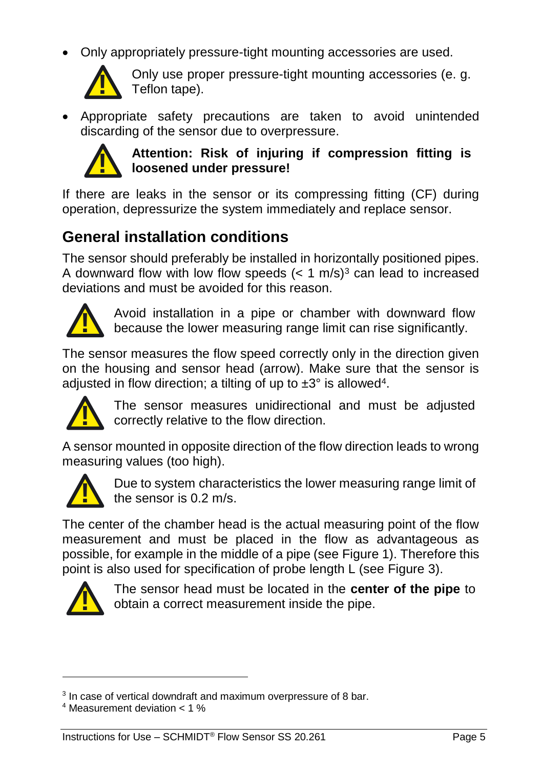- Only appropriately pressure-tight mounting accessories are used.

Only use proper pressure-tight mounting accessories (e. g. Teflon tape).

- Appropriate safety precautions are taken to avoid unintended discarding of the sensor due to overpressure.

**Attention: Risk of injuring if compression fitting is loosened under pressure!**

If there are leaks in the sensor or its compressing fitting (CF) during operation, depressurize the system immediately and replace sensor.

## General installation conditions

The sensor should preferably be installed in horizontally positioned pipes. A downward flow with low flow speeds (< 1 m/s)[3] can lead to increased deviations and must be avoided for this reason.

Avoid installation in a pipe or chamber with downward flow because the lower measuring range limit can rise significantly.

The sensor measures the flow speed correctly only in the direction given on the housing and sensor head (arrow). Make sure that the sensor is adjusted in flow direction; a tilting of up to ±3° is allowed[4].

The sensor measures unidirectional and must be adjusted correctly relative to the flow direction.

A sensor mounted in opposite direction of the flow direction leads to wrong measuring values (too high).

Due to system characteristics the lower measuring range limit of the sensor is 0.2 m/s.

The center of the chamber head is the actual measuring point of the flow measurement and must be placed in the flow as advantageous as possible, for example in the middle of a pipe (see Figure 1). Therefore this point is also used for specification of probe length L (see Figure 3).

The sensor head must be located in the **center of the pipe** to obtain a correct measurement inside the pipe.

---

[3] In case of vertical downdraft and maximum overpressure of 8 bar.

[4] Measurement deviation < 1 %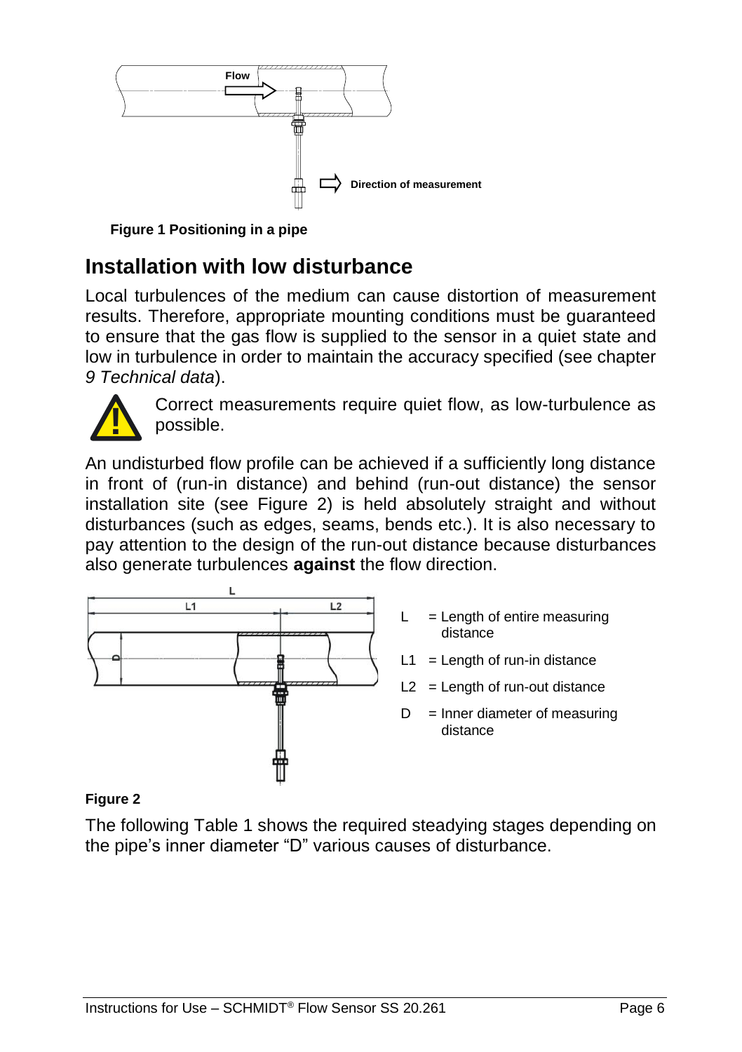Figure 1 Positioning in a pipe

## Installation with low disturbance

Local turbulences of the medium can cause distortion of measurement results. Therefore, appropriate mounting conditions must be guaranteed to ensure that the gas flow is supplied to the sensor in a quiet state and low in turbulence in order to maintain the accuracy specified (see chapter *9 Technical data*).

Correct measurements require quiet flow, as low-turbulence as possible.

An undisturbed flow profile can be achieved if a sufficiently long distance in front of (run-in distance) and behind (run-out distance) the sensor installation site (see Figure 2) is held absolutely straight and without disturbances (such as edges, seams, bends etc.). It is also necessary to pay attention to the design of the run-out distance because disturbances also generate turbulences **against** the flow direction.

L = Length of entire measuring distance

L1 = Length of run-in distance

L2 = Length of run-out distance

D = Inner diameter of measuring distance

**Figure 2**

The following Table 1 shows the required steadying stages depending on the pipe's inner diameter "D" various causes of disturbance.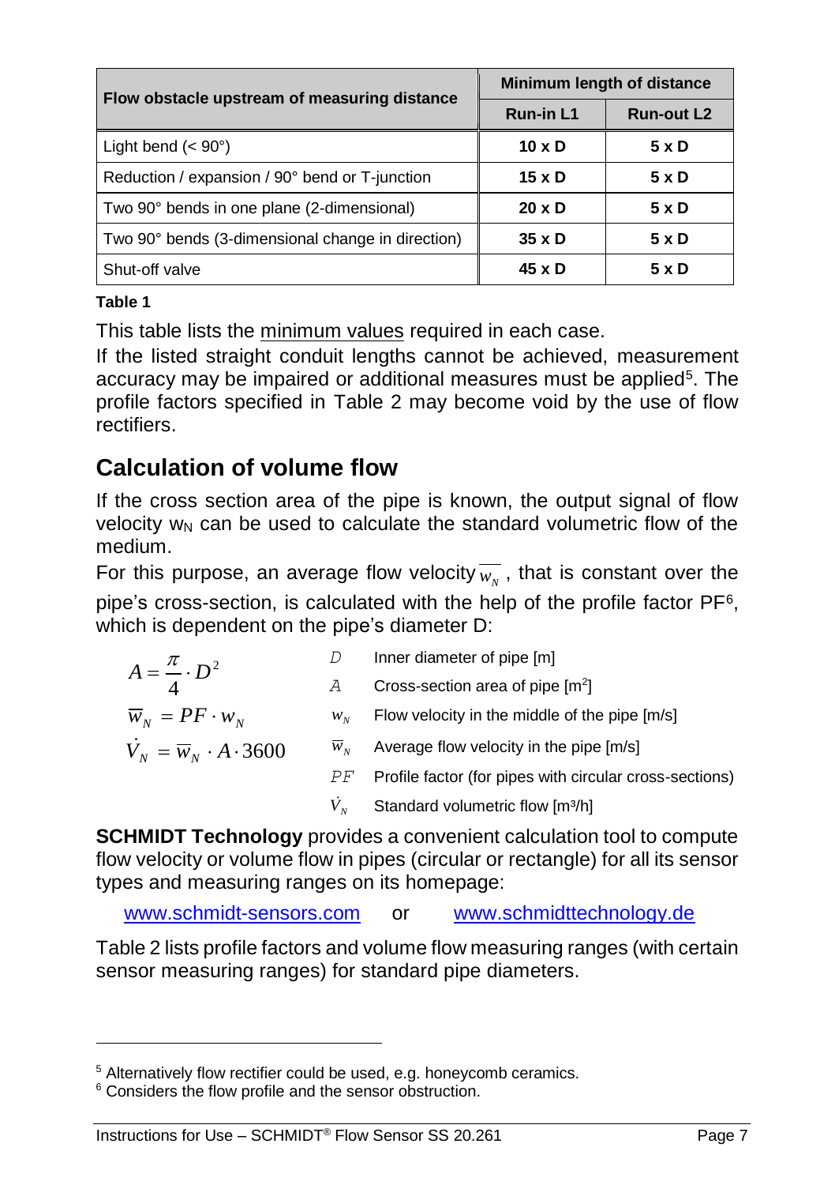| Flow obstacle upstream of measuring distance | Minimum length of distance | |
|---|---|---|
| | **Run-in L1** | **Run-out L2** |
| Light bend (< 90°) | **10 x D** | **5 x D** |
| Reduction / expansion / 90° bend or T-junction | **15 x D** | **5 x D** |
| Two 90° bends in one plane (2-dimensional) | **20 x D** | **5 x D** |
| Two 90° bends (3-dimensional change in direction) | **35 x D** | **5 x D** |
| Shut-off valve | **45 x D** | **5 x D** |

**Table 1**

This table lists the minimum values required in each case.
If the listed straight conduit lengths cannot be achieved, measurement accuracy may be impaired or additional measures must be applied[5]. The profile factors specified in Table 2 may become void by the use of flow rectifiers.

## Calculation of volume flow

If the cross section area of the pipe is known, the output signal of flow velocity $w_N$ can be used to calculate the standard volumetric flow of the medium.
For this purpose, an average flow velocity $\overline{w_N}$, that is constant over the pipe's cross-section, is calculated with the help of the profile factor PF[6], which is dependent on the pipe's diameter D:

$$A = \frac{\pi}{4} \cdot D^2$$

$$\overline{w}_N = PF \cdot w_N$$

$$\dot{V}_N = \overline{w}_N \cdot A \cdot 3600$$

- $D$ Inner diameter of pipe [m]
- $A$ Cross-section area of pipe [m$^2$]
- $w_N$ Flow velocity in the middle of the pipe [m/s]
- $\overline{w}_N$ Average flow velocity in the pipe [m/s]
- $PF$ Profile factor (for pipes with circular cross-sections)
- $\dot{V}_N$ Standard volumetric flow [m³/h]

**SCHMIDT Technology** provides a convenient calculation tool to compute flow velocity or volume flow in pipes (circular or rectangle) for all its sensor types and measuring ranges on its homepage:

www.schmidt-sensors.com or www.schmidttechnology.de

Table 2 lists profile factors and volume flow measuring ranges (with certain sensor measuring ranges) for standard pipe diameters.

[5] Alternatively flow rectifier could be used, e.g. honeycomb ceramics.
[6] Considers the flow profile and the sensor obstruction.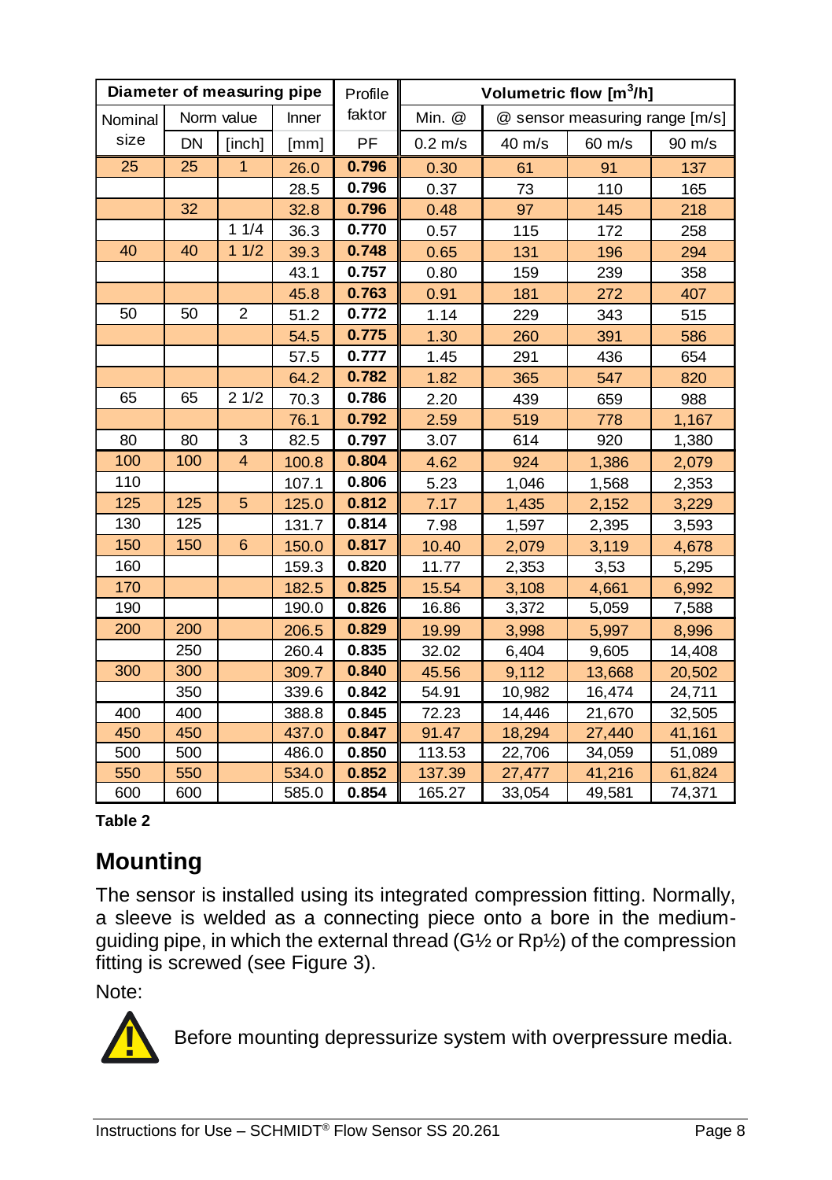| Diameter of measuring pipe | | | | Profile faktor | Volumetric flow [m³/h] | | | |
|---|---|---|---|---|---|---|---|---|
| Nominal size | Norm value | | Inner | | Min. @ | @ sensor measuring range [m/s] | | |
| | DN | [inch] | [mm] | PF | 0.2 m/s | 40 m/s | 60 m/s | 90 m/s |
| 25 | 25 | 1 | 26.0 | **0.796** | 0.30 | 61 | 91 | 137 |
| | | | 28.5 | **0.796** | 0.37 | 73 | 110 | 165 |
| | 32 | | 32.8 | **0.796** | 0.48 | 97 | 145 | 218 |
| | | 1 1/4 | 36.3 | **0.770** | 0.57 | 115 | 172 | 258 |
| 40 | 40 | 1 1/2 | 39.3 | **0.748** | 0.65 | 131 | 196 | 294 |
| | | | 43.1 | **0.757** | 0.80 | 159 | 239 | 358 |
| | | | 45.8 | **0.763** | 0.91 | 181 | 272 | 407 |
| 50 | 50 | 2 | 51.2 | **0.772** | 1.14 | 229 | 343 | 515 |
| | | | 54.5 | **0.775** | 1.30 | 260 | 391 | 586 |
| | | | 57.5 | **0.777** | 1.45 | 291 | 436 | 654 |
| | | | 64.2 | **0.782** | 1.82 | 365 | 547 | 820 |
| 65 | 65 | 2 1/2 | 70.3 | **0.786** | 2.20 | 439 | 659 | 988 |
| | | | 76.1 | **0.792** | 2.59 | 519 | 778 | 1,167 |
| 80 | 80 | 3 | 82.5 | **0.797** | 3.07 | 614 | 920 | 1,380 |
| 100 | 100 | 4 | 100.8 | **0.804** | 4.62 | 924 | 1,386 | 2,079 |
| 110 | | | 107.1 | **0.806** | 5.23 | 1,046 | 1,568 | 2,353 |
| 125 | 125 | 5 | 125.0 | **0.812** | 7.17 | 1,435 | 2,152 | 3,229 |
| 130 | 125 | | 131.7 | **0.814** | 7.98 | 1,597 | 2,395 | 3,593 |
| 150 | 150 | 6 | 150.0 | **0.817** | 10.40 | 2,079 | 3,119 | 4,678 |
| 160 | | | 159.3 | **0.820** | 11.77 | 2,353 | 3,53 | 5,295 |
| 170 | | | 182.5 | **0.825** | 15.54 | 3,108 | 4,661 | 6,992 |
| 190 | | | 190.0 | **0.826** | 16.86 | 3,372 | 5,059 | 7,588 |
| 200 | 200 | | 206.5 | **0.829** | 19.99 | 3,998 | 5,997 | 8,996 |
| | 250 | | 260.4 | **0.835** | 32.02 | 6,404 | 9,605 | 14,408 |
| 300 | 300 | | 309.7 | **0.840** | 45.56 | 9,112 | 13,668 | 20,502 |
| | 350 | | 339.6 | **0.842** | 54.91 | 10,982 | 16,474 | 24,711 |
| 400 | 400 | | 388.8 | **0.845** | 72.23 | 14,446 | 21,670 | 32,505 |
| 450 | 450 | | 437.0 | **0.847** | 91.47 | 18,294 | 27,440 | 41,161 |
| 500 | 500 | | 486.0 | **0.850** | 113.53 | 22,706 | 34,059 | 51,089 |
| 550 | 550 | | 534.0 | **0.852** | 137.39 | 27,477 | 41,216 | 61,824 |
| 600 | 600 | | 585.0 | **0.854** | 165.27 | 33,054 | 49,581 | 74,371 |

**Table 2**

## Mounting

The sensor is installed using its integrated compression fitting. Normally, a sleeve is welded as a connecting piece onto a bore in the medium-guiding pipe, in which the external thread (G½ or Rp½) of the compression fitting is screwed (see Figure 3).

Note:

⚠ Before mounting depressurize system with overpressure media.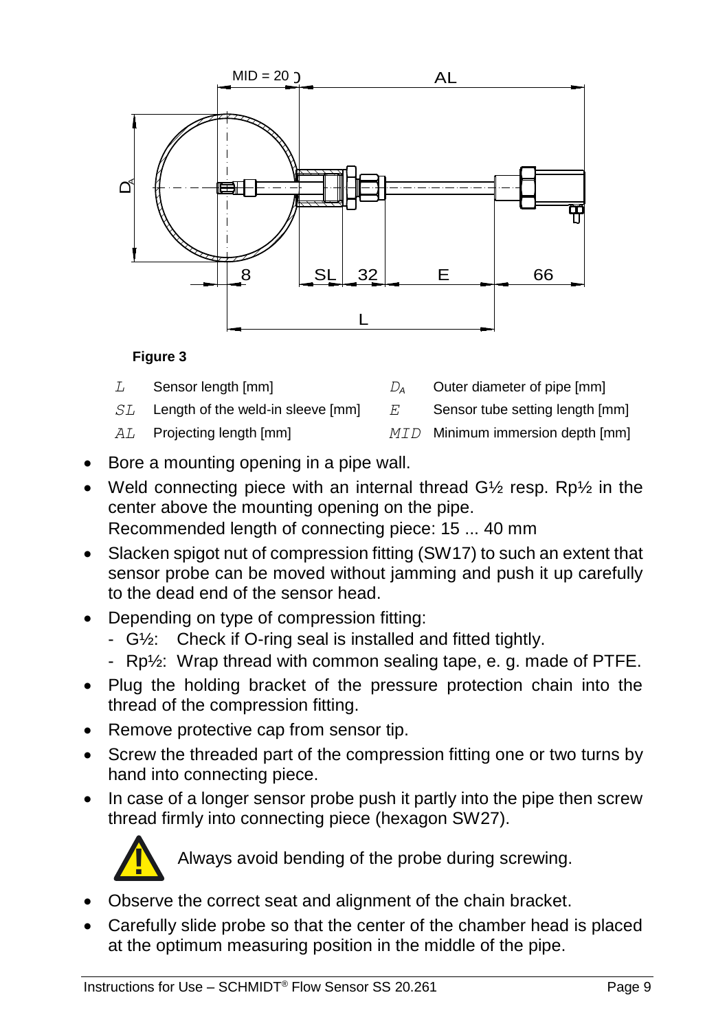**Figure 3**

| | | | |
|---|---|---|---|
| $L$ | Sensor length [mm] | $D_A$ | Outer diameter of pipe [mm] |
| $SL$ | Length of the weld-in sleeve [mm] | $E$ | Sensor tube setting length [mm] |
| $AL$ | Projecting length [mm] | $MID$ | Minimum immersion depth [mm] |

- Bore a mounting opening in a pipe wall.
- Weld connecting piece with an internal thread G½ resp. Rp½ in the center above the mounting opening on the pipe.
  Recommended length of connecting piece: 15 ... 40 mm
- Slacken spigot nut of compression fitting (SW17) to such an extent that sensor probe can be moved without jamming and push it up carefully to the dead end of the sensor head.
- Depending on type of compression fitting:
  - G½: Check if O-ring seal is installed and fitted tightly.
  - Rp½: Wrap thread with common sealing tape, e. g. made of PTFE.
- Plug the holding bracket of the pressure protection chain into the thread of the compression fitting.
- Remove protective cap from sensor tip.
- Screw the threaded part of the compression fitting one or two turns by hand into connecting piece.
- In case of a longer sensor probe push it partly into the pipe then screw thread firmly into connecting piece (hexagon SW27).

⚠ Always avoid bending of the probe during screwing.

- Observe the correct seat and alignment of the chain bracket.
- Carefully slide probe so that the center of the chamber head is placed at the optimum measuring position in the middle of the pipe.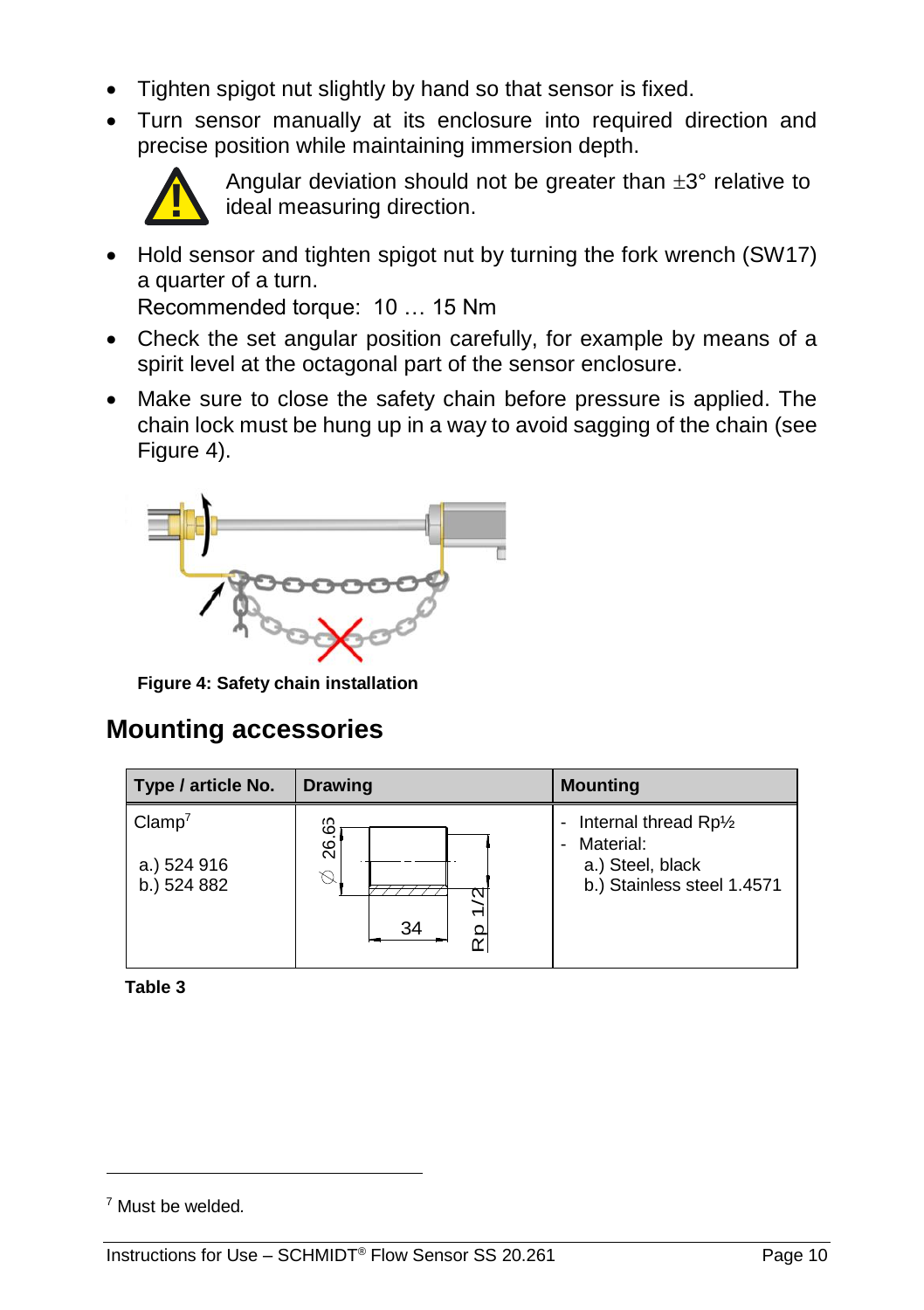- Tighten spigot nut slightly by hand so that sensor is fixed.
- Turn sensor manually at its enclosure into required direction and precise position while maintaining immersion depth.

  Angular deviation should not be greater than ±3° relative to ideal measuring direction.

- Hold sensor and tighten spigot nut by turning the fork wrench (SW17) a quarter of a turn.
  Recommended torque: 10 … 15 Nm
- Check the set angular position carefully, for example by means of a spirit level at the octagonal part of the sensor enclosure.
- Make sure to close the safety chain before pressure is applied. The chain lock must be hung up in a way to avoid sagging of the chain (see Figure 4).

**Figure 4: Safety chain installation**

## Mounting accessories

| Type / article No. | Drawing | Mounting |
|---|---|---|
| Clamp[7]<br><br>a.) 524 916<br>b.) 524 882 | ⌀ 26.65<br>34<br>Rp 1/2 | - Internal thread Rp½<br>- Material:<br>a.) Steel, black<br>b.) Stainless steel 1.4571 |

**Table 3**

[7] Must be welded.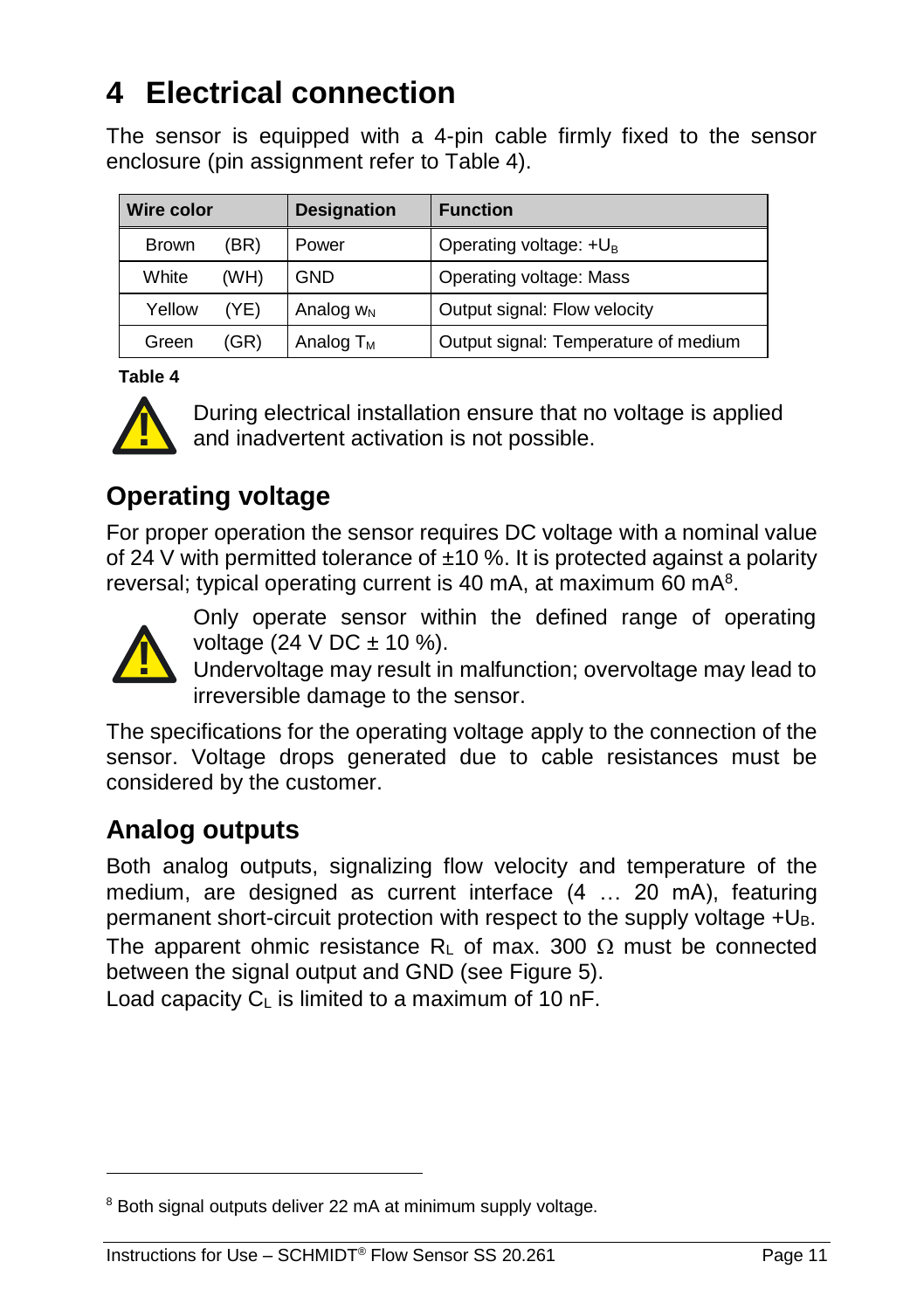# 4 Electrical connection

The sensor is equipped with a 4-pin cable firmly fixed to the sensor enclosure (pin assignment refer to Table 4).

| Wire color | Designation | Function |
|---|---|---|
| Brown (BR) | Power | Operating voltage: $+U_B$ |
| White (WH) | GND | Operating voltage: Mass |
| Yellow (YE) | Analog $w_N$ | Output signal: Flow velocity |
| Green (GR) | Analog $T_M$ | Output signal: Temperature of medium |

**Table 4**

During electrical installation ensure that no voltage is applied and inadvertent activation is not possible.

## Operating voltage

For proper operation the sensor requires DC voltage with a nominal value of 24 V with permitted tolerance of ±10 %. It is protected against a polarity reversal; typical operating current is 40 mA, at maximum 60 mA[8].

Only operate sensor within the defined range of operating voltage (24 V DC ± 10 %).
Undervoltage may result in malfunction; overvoltage may lead to irreversible damage to the sensor.

The specifications for the operating voltage apply to the connection of the sensor. Voltage drops generated due to cable resistances must be considered by the customer.

## Analog outputs

Both analog outputs, signalizing flow velocity and temperature of the medium, are designed as current interface (4 … 20 mA), featuring permanent short-circuit protection with respect to the supply voltage $+U_B$.
The apparent ohmic resistance $R_L$ of max. 300 Ω must be connected between the signal output and GND (see Figure 5).
Load capacity $C_L$ is limited to a maximum of 10 nF.

[8] Both signal outputs deliver 22 mA at minimum supply voltage.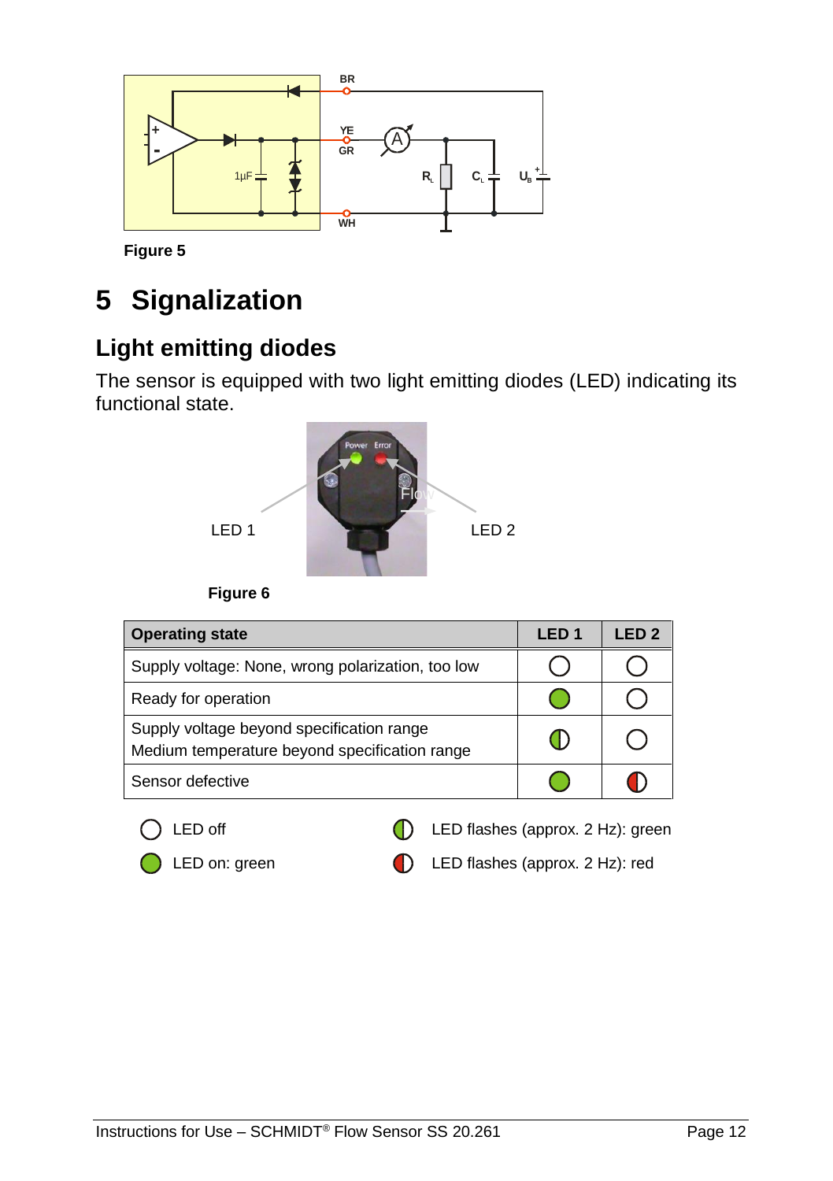Figure 5

# 5 Signalization

## Light emitting diodes

The sensor is equipped with two light emitting diodes (LED) indicating its functional state.

LED 1 LED 2

Figure 6

| Operating state | LED 1 | LED 2 |
|---|---|---|
| Supply voltage: None, wrong polarization, too low | LED off | LED off |
| Ready for operation | LED on: green | LED off |
| Supply voltage beyond specification range<br>Medium temperature beyond specification range | LED flashes (approx. 2 Hz): green | LED off |
| Sensor defective | LED on: green | LED flashes (approx. 2 Hz): red |

- LED off
- LED on: green
- LED flashes (approx. 2 Hz): green
- LED flashes (approx. 2 Hz): red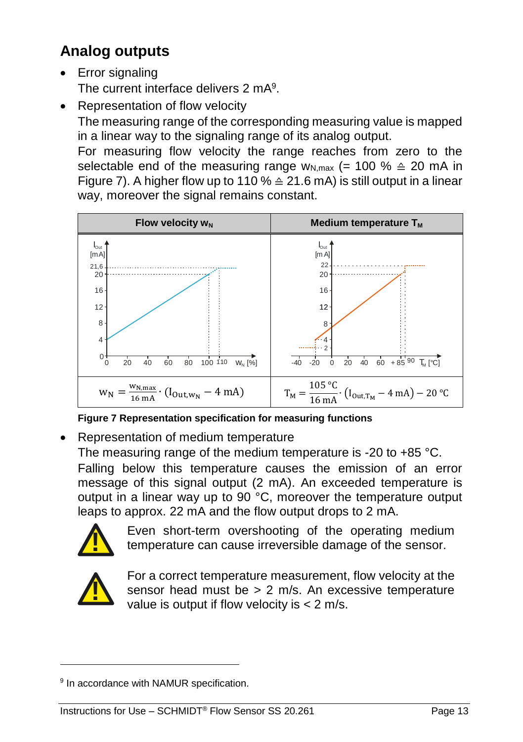## Analog outputs

- Error signaling
  The current interface delivers 2 mA[9].
- Representation of flow velocity
  The measuring range of the corresponding measuring value is mapped in a linear way to the signaling range of its analog output.
  For measuring flow velocity the range reaches from zero to the selectable end of the measuring range $w_{N,max}$ (= 100 % ≙ 20 mA in Figure 7). A higher flow up to 110 % ≙ 21.6 mA) is still output in a linear way, moreover the signal remains constant.

| Flow velocity $w_N$ | Medium temperature $T_M$ |
|---|---|
| | |
| $w_N = \frac{w_{N,max}}{16\ mA} \cdot (I_{Out,w_N} - 4\ mA)$ | $T_M = \frac{105\ °C}{16\ mA} \cdot (I_{Out,T_M} - 4\ mA) - 20\ °C$ |

**Figure 7 Representation specification for measuring functions**

- Representation of medium temperature
  The measuring range of the medium temperature is -20 to +85 °C. Falling below this temperature causes the emission of an error message of this signal output (2 mA). An exceeded temperature is output in a linear way up to 90 °C, moreover the temperature output leaps to approx. 22 mA and the flow output drops to 2 mA.

⚠ Even short-term overshooting of the operating medium temperature can cause irreversible damage of the sensor.

⚠ For a correct temperature measurement, flow velocity at the sensor head must be > 2 m/s. An excessive temperature value is output if flow velocity is < 2 m/s.

[9] In accordance with NAMUR specification.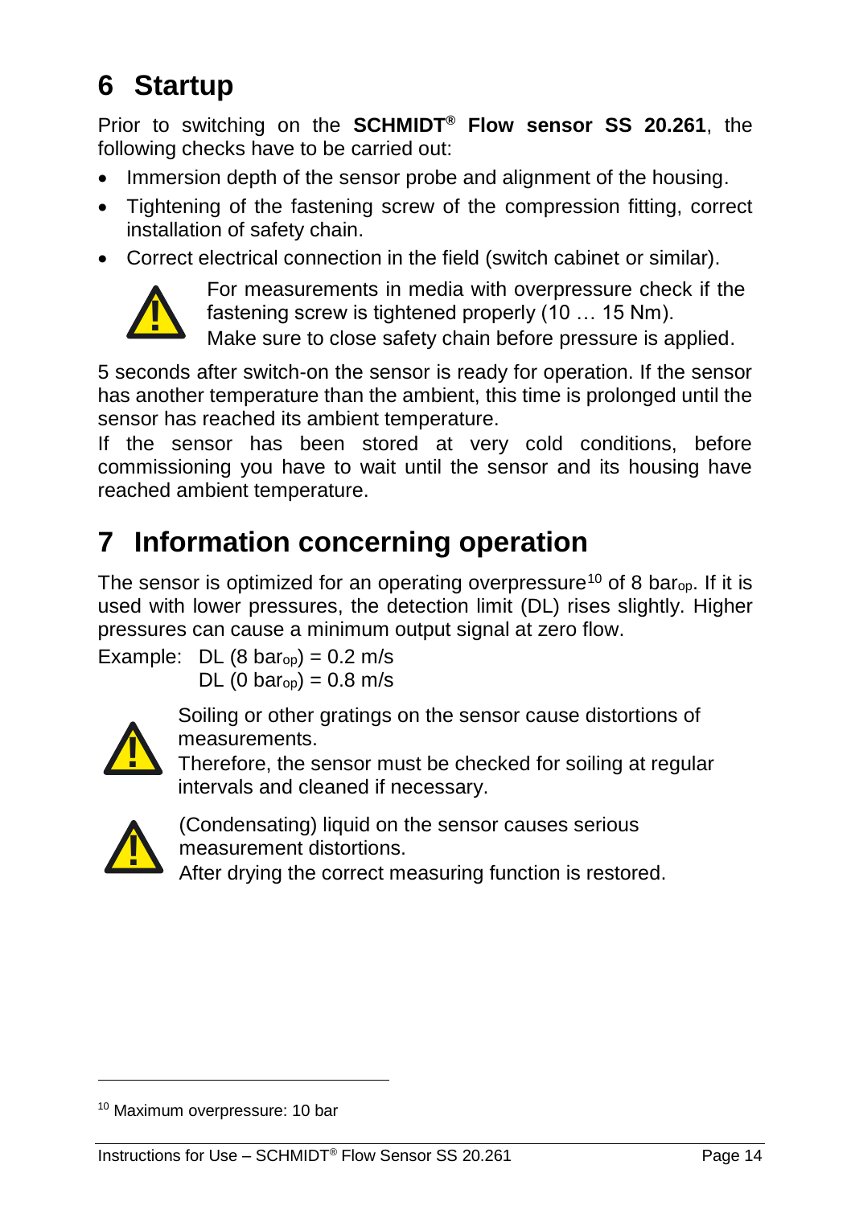# 6 Startup

Prior to switching on the **SCHMIDT® Flow sensor SS 20.261**, the following checks have to be carried out:

- Immersion depth of the sensor probe and alignment of the housing.
- Tightening of the fastening screw of the compression fitting, correct installation of safety chain.
- Correct electrical connection in the field (switch cabinet or similar).

For measurements in media with overpressure check if the fastening screw is tightened properly (10 … 15 Nm).
Make sure to close safety chain before pressure is applied.

5 seconds after switch-on the sensor is ready for operation. If the sensor has another temperature than the ambient, this time is prolonged until the sensor has reached its ambient temperature.
If the sensor has been stored at very cold conditions, before commissioning you have to wait until the sensor and its housing have reached ambient temperature.

# 7 Information concerning operation

The sensor is optimized for an operating overpressure[10] of 8 $bar_{op}$. If it is used with lower pressures, the detection limit (DL) rises slightly. Higher pressures can cause a minimum output signal at zero flow.

Example: DL (8 $bar_{op}$) = 0.2 m/s
DL (0 $bar_{op}$) = 0.8 m/s

Soiling or other gratings on the sensor cause distortions of measurements.
Therefore, the sensor must be checked for soiling at regular intervals and cleaned if necessary.

(Condensating) liquid on the sensor causes serious measurement distortions.
After drying the correct measuring function is restored.

[10] Maximum overpressure: 10 bar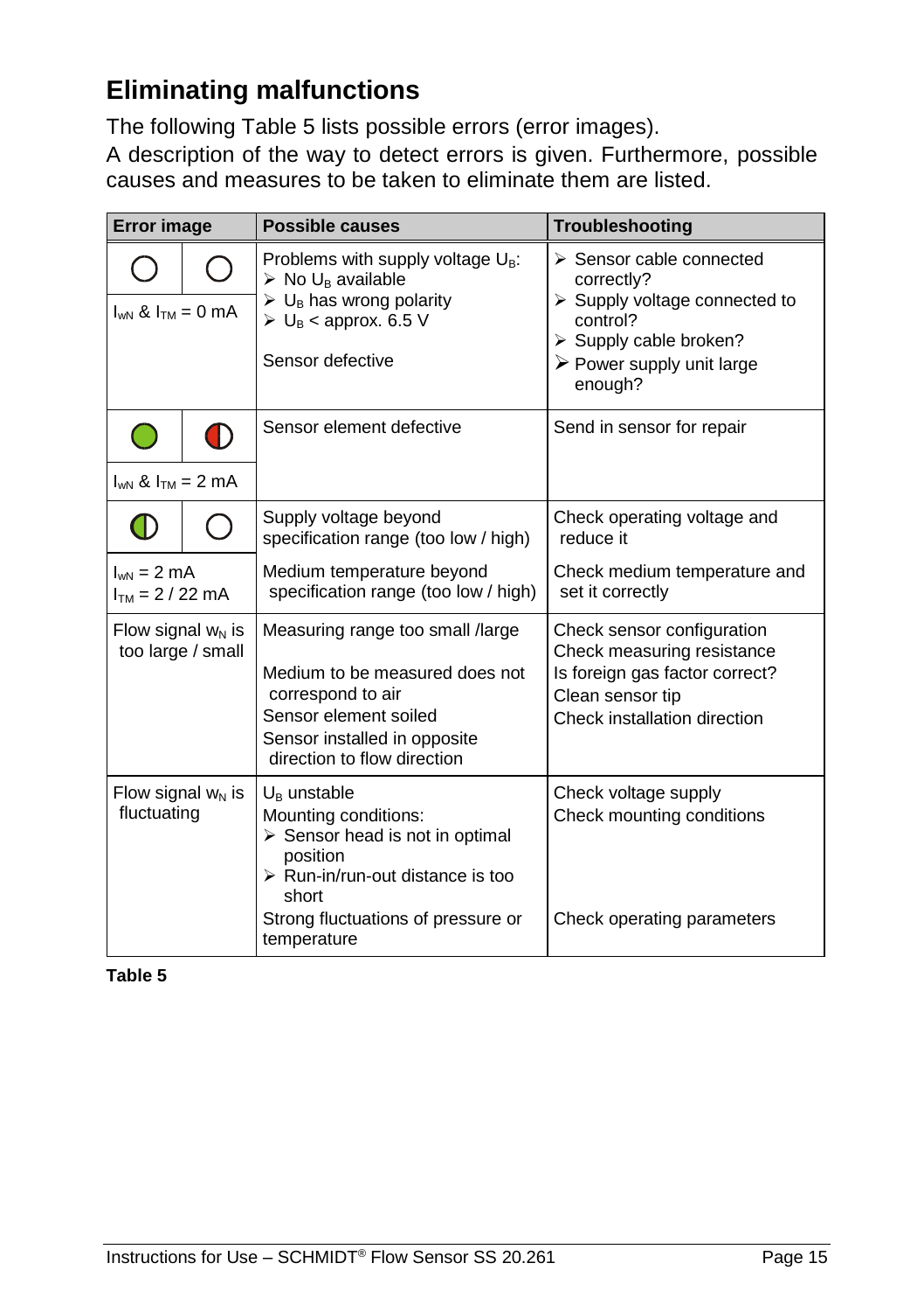## Eliminating malfunctions

The following Table 5 lists possible errors (error images).
A description of the way to detect errors is given. Furthermore, possible causes and measures to be taken to eliminate them are listed.

| Error image | Possible causes | Troubleshooting |
|---|---|---|
| ○ ○ $I_{wN}$ & $I_{TM}$ = 0 mA | Problems with supply voltage $U_B$: ➢ No $U_B$ available ➢ $U_B$ has wrong polarity ➢ $U_B$ < approx. 6.5 V<br>Sensor defective | ➢ Sensor cable connected correctly? ➢ Supply voltage connected to control? ➢ Supply cable broken? ➢ Power supply unit large enough? |
| $I_{wN}$ & $I_{TM}$ = 2 mA | Sensor element defective | Send in sensor for repair |
| $I_{wN}$ = 2 mA $I_{TM}$ = 2 / 22 mA | Supply voltage beyond specification range (too low / high)<br>Medium temperature beyond specification range (too low / high) | Check operating voltage and reduce it<br>Check medium temperature and set it correctly |
| Flow signal $w_N$ is too large / small | Measuring range too small /large<br>Medium to be measured does not correspond to air<br>Sensor element soiled<br>Sensor installed in opposite direction to flow direction | Check sensor configuration<br>Check measuring resistance<br>Is foreign gas factor correct?<br>Clean sensor tip<br>Check installation direction |
| Flow signal $w_N$ is fluctuating | $U_B$ unstable<br>Mounting conditions: ➢ Sensor head is not in optimal position ➢ Run-in/run-out distance is too short<br>Strong fluctuations of pressure or temperature | Check voltage supply<br>Check mounting conditions<br>Check operating parameters |

**Table 5**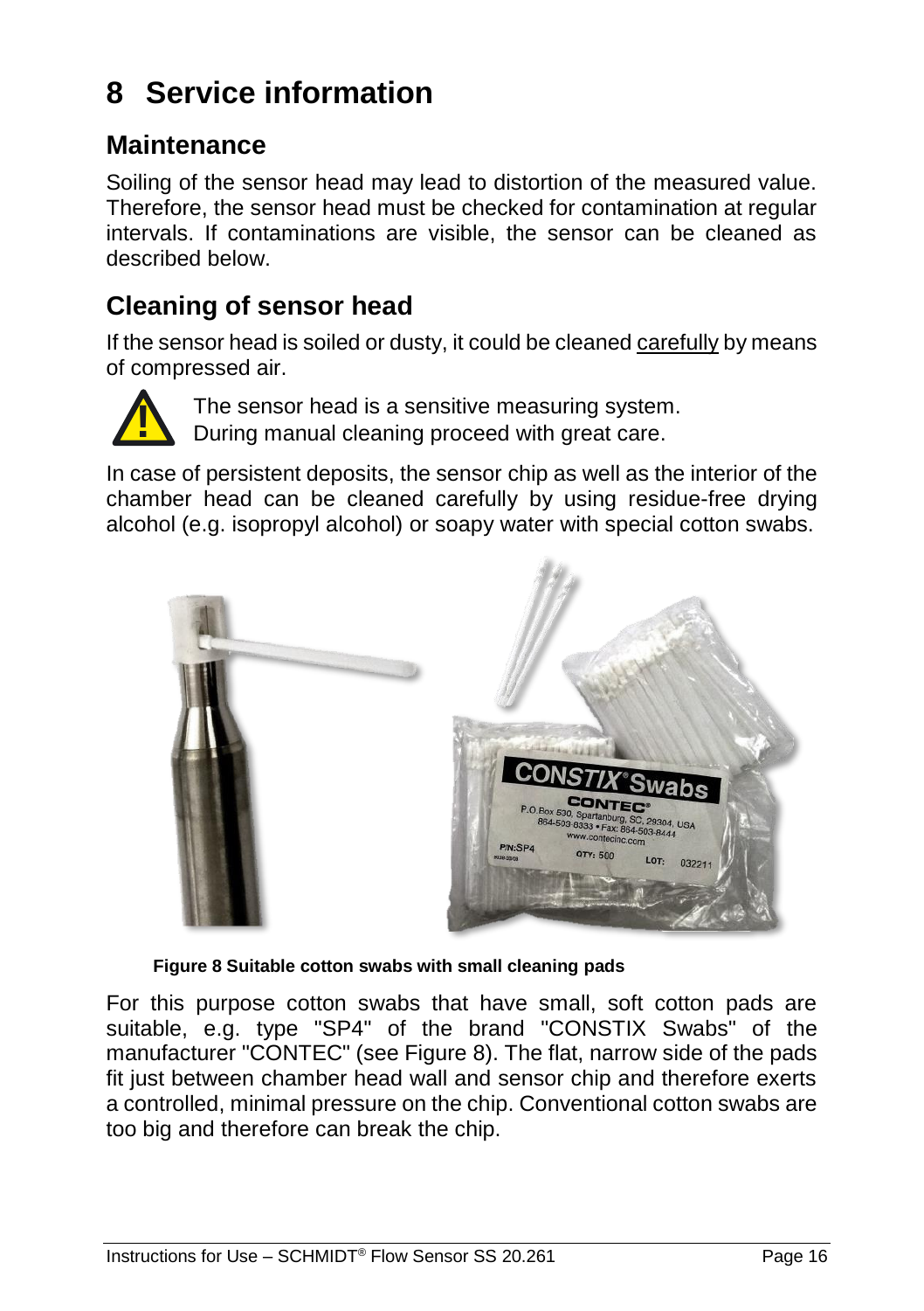# 8 Service information

## Maintenance

Soiling of the sensor head may lead to distortion of the measured value. Therefore, the sensor head must be checked for contamination at regular intervals. If contaminations are visible, the sensor can be cleaned as described below.

## Cleaning of sensor head

If the sensor head is soiled or dusty, it could be cleaned carefully by means of compressed air.

The sensor head is a sensitive measuring system.
During manual cleaning proceed with great care.

In case of persistent deposits, the sensor chip as well as the interior of the chamber head can be cleaned carefully by using residue-free drying alcohol (e.g. isopropyl alcohol) or soapy water with special cotton swabs.

**Figure 8 Suitable cotton swabs with small cleaning pads**

For this purpose cotton swabs that have small, soft cotton pads are suitable, e.g. type "SP4" of the brand "CONSTIX Swabs" of the manufacturer "CONTEC" (see Figure 8). The flat, narrow side of the pads fit just between chamber head wall and sensor chip and therefore exerts a controlled, minimal pressure on the chip. Conventional cotton swabs are too big and therefore can break the chip.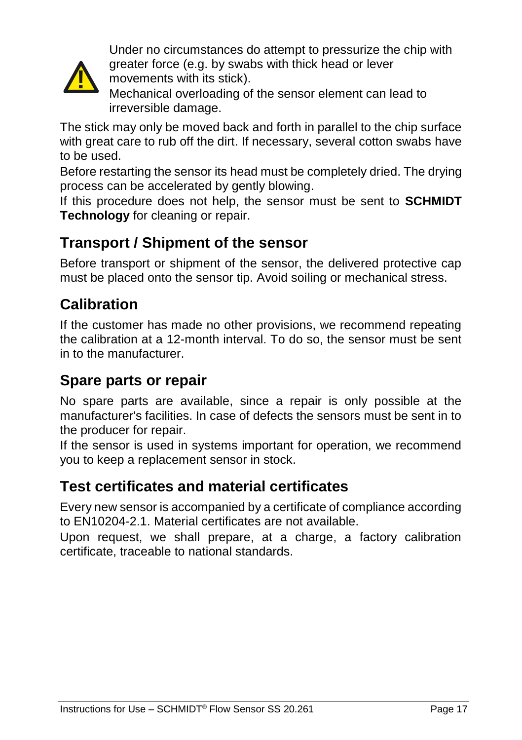Under no circumstances do attempt to pressurize the chip with greater force (e.g. by swabs with thick head or lever movements with its stick).
Mechanical overloading of the sensor element can lead to irreversible damage.

The stick may only be moved back and forth in parallel to the chip surface with great care to rub off the dirt. If necessary, several cotton swabs have to be used.
Before restarting the sensor its head must be completely dried. The drying process can be accelerated by gently blowing.
If this procedure does not help, the sensor must be sent to **SCHMIDT Technology** for cleaning or repair.

## Transport / Shipment of the sensor

Before transport or shipment of the sensor, the delivered protective cap must be placed onto the sensor tip. Avoid soiling or mechanical stress.

## Calibration

If the customer has made no other provisions, we recommend repeating the calibration at a 12-month interval. To do so, the sensor must be sent in to the manufacturer.

## Spare parts or repair

No spare parts are available, since a repair is only possible at the manufacturer's facilities. In case of defects the sensors must be sent in to the producer for repair.
If the sensor is used in systems important for operation, we recommend you to keep a replacement sensor in stock.

## Test certificates and material certificates

Every new sensor is accompanied by a certificate of compliance according to EN10204-2.1. Material certificates are not available.
Upon request, we shall prepare, at a charge, a factory calibration certificate, traceable to national standards.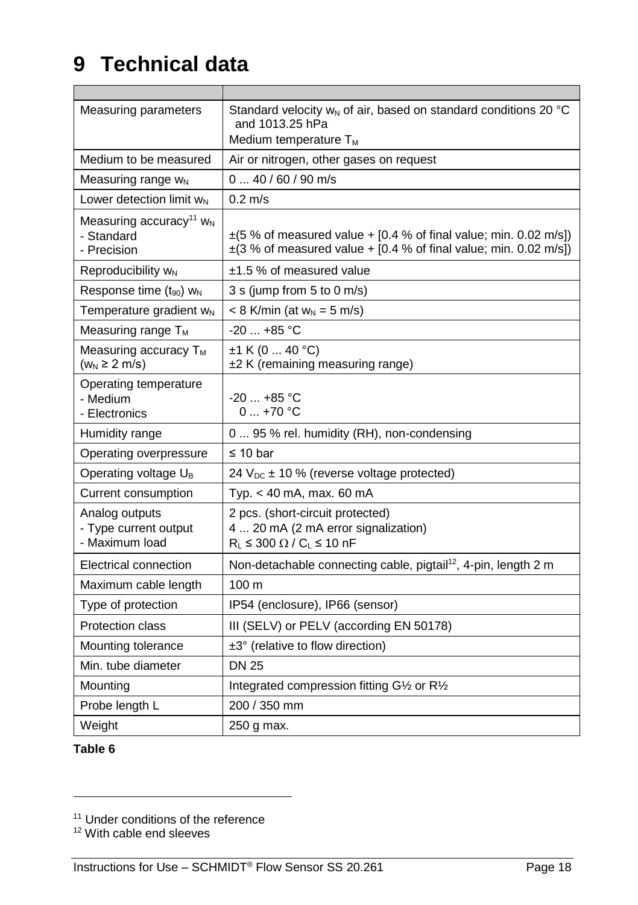# 9 Technical data

| | |
|---|---|
| Measuring parameters | Standard velocity $w_N$ of air, based on standard conditions 20 °C and 1013.25 hPa<br>Medium temperature $T_M$ |
| Medium to be measured | Air or nitrogen, other gases on request |
| Measuring range $w_N$ | 0 ... 40 / 60 / 90 m/s |
| Lower detection limit $w_N$ | 0.2 m/s |
| Measuring accuracy[11] $w_N$<br>- Standard<br>- Precision | <br>±(5 % of measured value + [0.4 % of final value; min. 0.02 m/s])<br>±(3 % of measured value + [0.4 % of final value; min. 0.02 m/s]) |
| Reproducibility $w_N$ | ±1.5 % of measured value |
| Response time ($t_{90}$) $w_N$ | 3 s (jump from 5 to 0 m/s) |
| Temperature gradient $w_N$ | < 8 K/min (at $w_N$ = 5 m/s) |
| Measuring range $T_M$ | -20 ... +85 °C |
| Measuring accuracy $T_M$ ($w_N$ ≥ 2 m/s) | ±1 K (0 ... 40 °C)<br>±2 K (remaining measuring range) |
| Operating temperature<br>- Medium<br>- Electronics | <br>-20 ... +85 °C<br>0 ... +70 °C |
| Humidity range | 0 ... 95 % rel. humidity (RH), non-condensing |
| Operating overpressure | ≤ 10 bar |
| Operating voltage $U_B$ | 24 $V_{DC}$ ± 10 % (reverse voltage protected) |
| Current consumption | Typ. < 40 mA, max. 60 mA |
| Analog outputs<br>- Type current output<br>- Maximum load | 2 pcs. (short-circuit protected)<br>4 ... 20 mA (2 mA error signalization)<br>$R_L$ ≤ 300 Ω / $C_L$ ≤ 10 nF |
| Electrical connection | Non-detachable connecting cable, pigtail[12], 4-pin, length 2 m |
| Maximum cable length | 100 m |
| Type of protection | IP54 (enclosure), IP66 (sensor) |
| Protection class | III (SELV) or PELV (according EN 50178) |
| Mounting tolerance | ±3° (relative to flow direction) |
| Min. tube diameter | DN 25 |
| Mounting | Integrated compression fitting G½ or R½ |
| Probe length L | 200 / 350 mm |
| Weight | 250 g max. |

**Table 6**

[11] Under conditions of the reference
[12] With cable end sleeves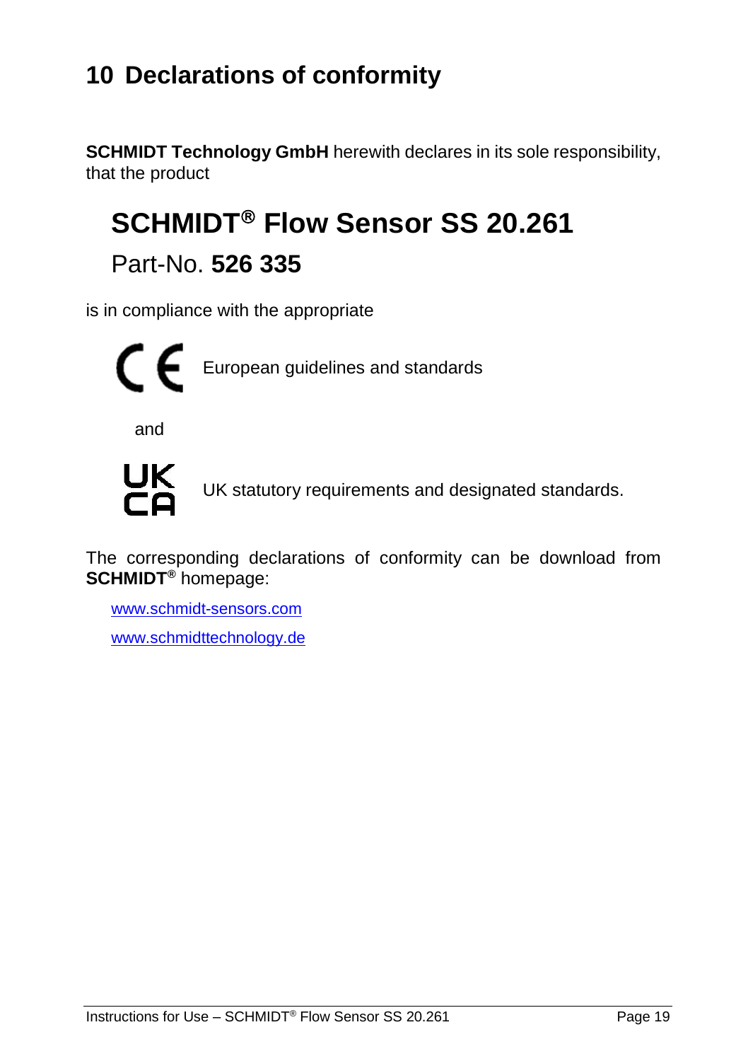# 10 Declarations of conformity

**SCHMIDT Technology GmbH** herewith declares in its sole responsibility, that the product

## SCHMIDT® Flow Sensor SS 20.261

Part-No. **526 335**

is in compliance with the appropriate

CE European guidelines and standards

and

UKCA UK statutory requirements and designated standards.

The corresponding declarations of conformity can be download from **SCHMIDT®** homepage:

www.schmidt-sensors.com

www.schmidttechnology.de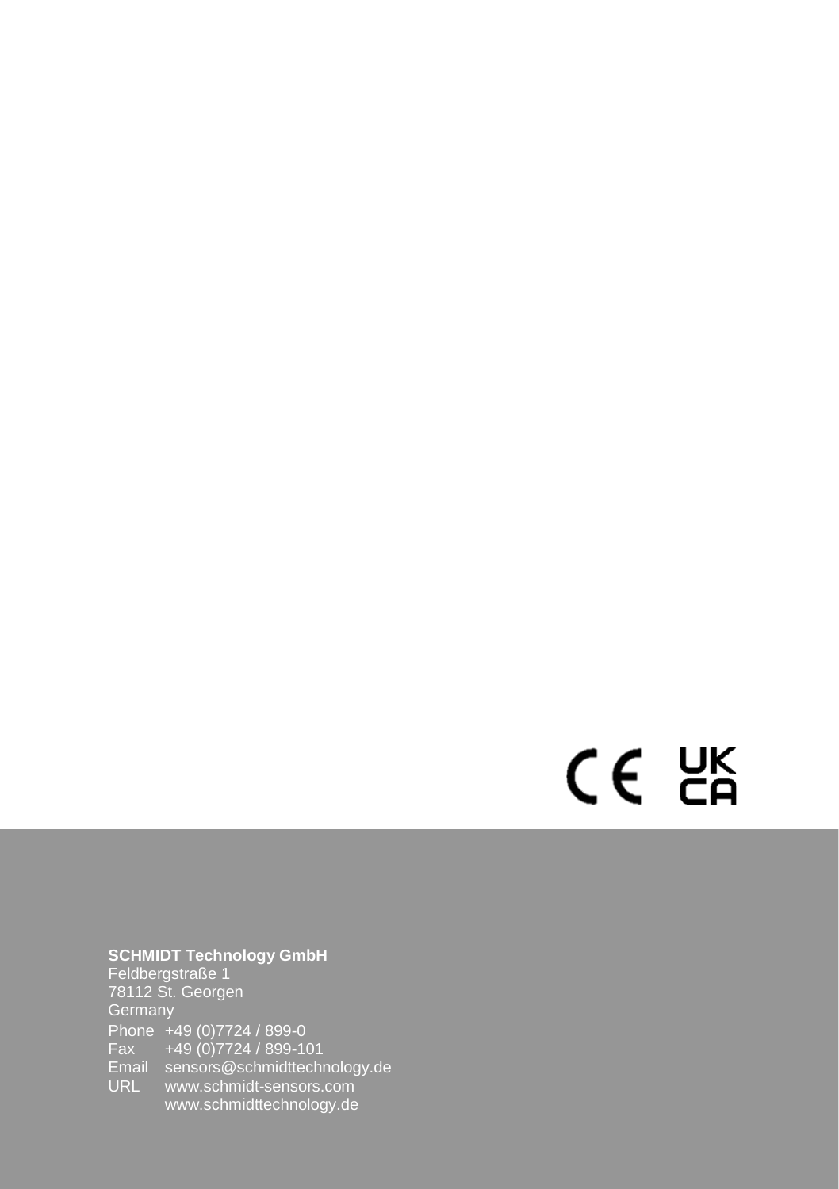CE UKCA

**SCHMIDT Technology GmbH**
Feldbergstraße 1
78112 St. Georgen
Germany

| | |
|---|---|
| Phone | +49 (0)7724 / 899-0 |
| Fax | +49 (0)7724 / 899-101 |
| Email | sensors@schmidttechnology.de |
| URL | www.schmidt-sensors.com |
| | www.schmidttechnology.de |